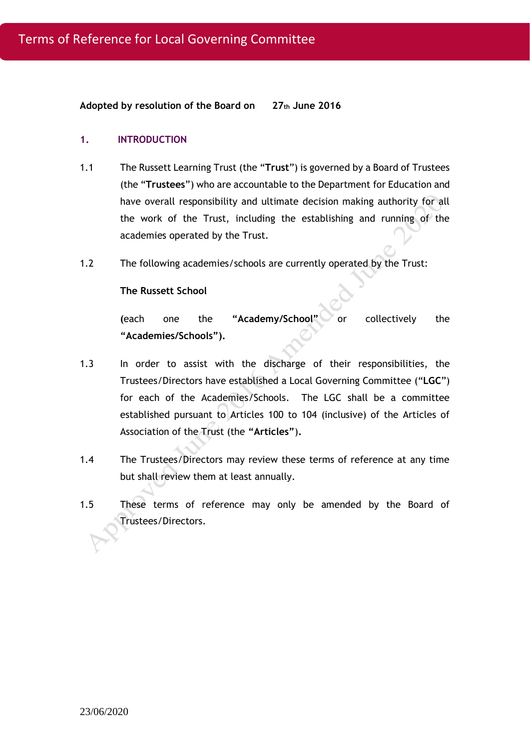# Terms of Reference for Local Governing Committee

**Adopted by resolution of the Board on 27th June 2016**

## 1. INTRODUCTION

1.1 The Russett Learning Trust (the "**Trust**") is governed by a Board of Trustees (the "**Trustees**") who are accountable to the Department for Education and have overall responsibility and ultimate decision making authority for all the work of the Trust, including the establishing and running of the academies operated by the Trust.

1.2 The following academies/schools are currently operated by the Trust:

**The Russett School**

**(**each one the **"Academy/School"** or collectively the **"Academies/Schools").**

1.3 In order to assist with the discharge of their responsibilities, the Trustees/Directors have established a Local Governing Committee ("**LGC**") for each of the Academies/Schools. The LGC shall be a committee established pursuant to Articles 100 to 104 (inclusive) of the Articles of Association of the Trust (the **"Articles"**).

1.4 The Trustees/Directors may review these terms of reference at any time but shall review them at least annually.

1.5 These terms of reference may only be amended by the Board of Trustees/Directors.

23/06/2020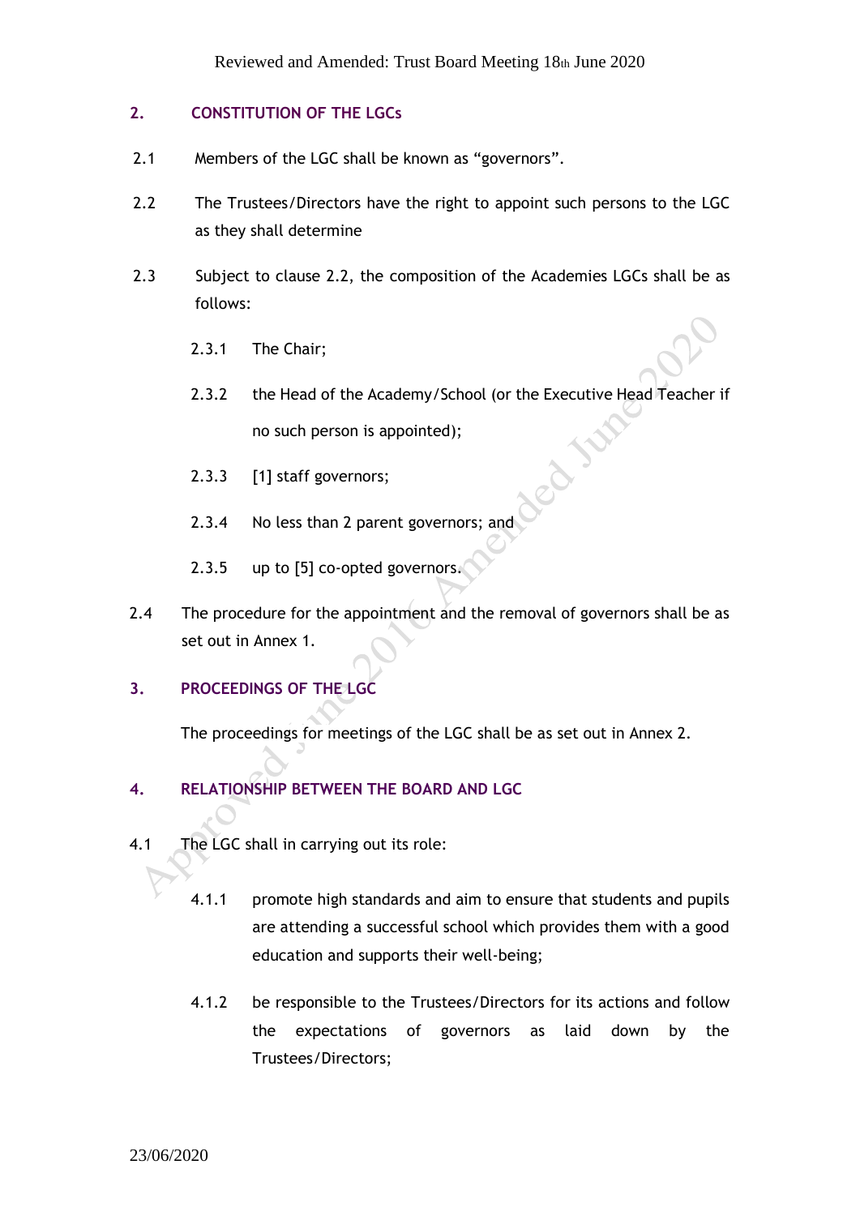## 2. CONSTITUTION OF THE LGCs

2.1 Members of the LGC shall be known as "governors".

2.2 The Trustees/Directors have the right to appoint such persons to the LGC as they shall determine

2.3 Subject to clause 2.2, the composition of the Academies LGCs shall be as follows:

2.3.1 The Chair;

2.3.2 the Head of the Academy/School (or the Executive Head Teacher if no such person is appointed);

2.3.3 [1] staff governors;

2.3.4 No less than 2 parent governors; and

2.3.5 up to [5] co-opted governors.

2.4 The procedure for the appointment and the removal of governors shall be as set out in Annex 1.

## 3. PROCEEDINGS OF THE LGC

The proceedings for meetings of the LGC shall be as set out in Annex 2.

## 4. RELATIONSHIP BETWEEN THE BOARD AND LGC

4.1 The LGC shall in carrying out its role:

4.1.1 promote high standards and aim to ensure that students and pupils are attending a successful school which provides them with a good education and supports their well-being;

4.1.2 be responsible to the Trustees/Directors for its actions and follow the expectations of governors as laid down by the Trustees/Directors;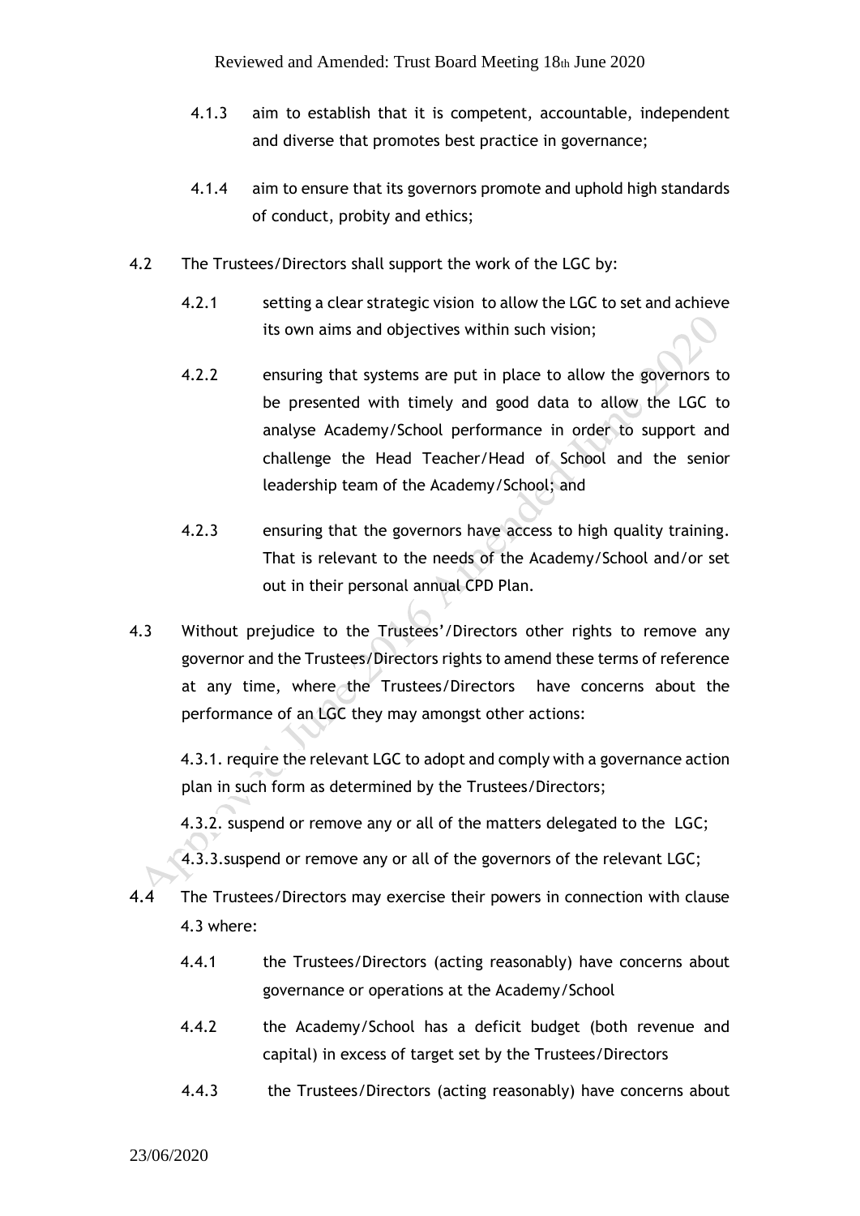4.1.3 aim to establish that it is competent, accountable, independent and diverse that promotes best practice in governance;

4.1.4 aim to ensure that its governors promote and uphold high standards of conduct, probity and ethics;

4.2 The Trustees/Directors shall support the work of the LGC by:

4.2.1 setting a clear strategic vision to allow the LGC to set and achieve its own aims and objectives within such vision;

4.2.2 ensuring that systems are put in place to allow the governors to be presented with timely and good data to allow the LGC to analyse Academy/School performance in order to support and challenge the Head Teacher/Head of School and the senior leadership team of the Academy/School; and

4.2.3 ensuring that the governors have access to high quality training. That is relevant to the needs of the Academy/School and/or set out in their personal annual CPD Plan.

4.3 Without prejudice to the Trustees'/Directors other rights to remove any governor and the Trustees/Directors rights to amend these terms of reference at any time, where the Trustees/Directors have concerns about the performance of an LGC they may amongst other actions:

4.3.1. require the relevant LGC to adopt and comply with a governance action plan in such form as determined by the Trustees/Directors;

4.3.2. suspend or remove any or all of the matters delegated to the LGC;

4.3.3.suspend or remove any or all of the governors of the relevant LGC;

4.4 The Trustees/Directors may exercise their powers in connection with clause 4.3 where:

4.4.1 the Trustees/Directors (acting reasonably) have concerns about governance or operations at the Academy/School

4.4.2 the Academy/School has a deficit budget (both revenue and capital) in excess of target set by the Trustees/Directors

4.4.3 the Trustees/Directors (acting reasonably) have concerns about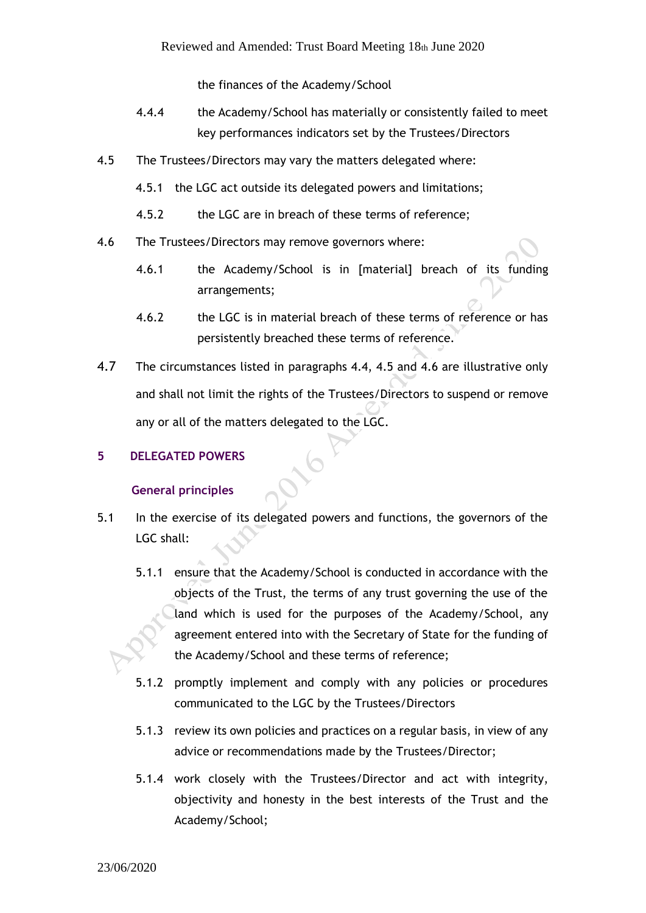the finances of the Academy/School

4.4.4 the Academy/School has materially or consistently failed to meet key performances indicators set by the Trustees/Directors

4.5 The Trustees/Directors may vary the matters delegated where:

4.5.1 the LGC act outside its delegated powers and limitations;

4.5.2 the LGC are in breach of these terms of reference;

4.6 The Trustees/Directors may remove governors where:

4.6.1 the Academy/School is in [material] breach of its funding arrangements;

4.6.2 the LGC is in material breach of these terms of reference or has persistently breached these terms of reference.

4.7 The circumstances listed in paragraphs 4.4, 4.5 and 4.6 are illustrative only and shall not limit the rights of the Trustees/Directors to suspend or remove any or all of the matters delegated to the LGC.

## 5 DELEGATED POWERS

### General principles

5.1 In the exercise of its delegated powers and functions, the governors of the LGC shall:

5.1.1 ensure that the Academy/School is conducted in accordance with the objects of the Trust, the terms of any trust governing the use of the land which is used for the purposes of the Academy/School, any agreement entered into with the Secretary of State for the funding of the Academy/School and these terms of reference;

5.1.2 promptly implement and comply with any policies or procedures communicated to the LGC by the Trustees/Directors

5.1.3 review its own policies and practices on a regular basis, in view of any advice or recommendations made by the Trustees/Director;

5.1.4 work closely with the Trustees/Director and act with integrity, objectivity and honesty in the best interests of the Trust and the Academy/School;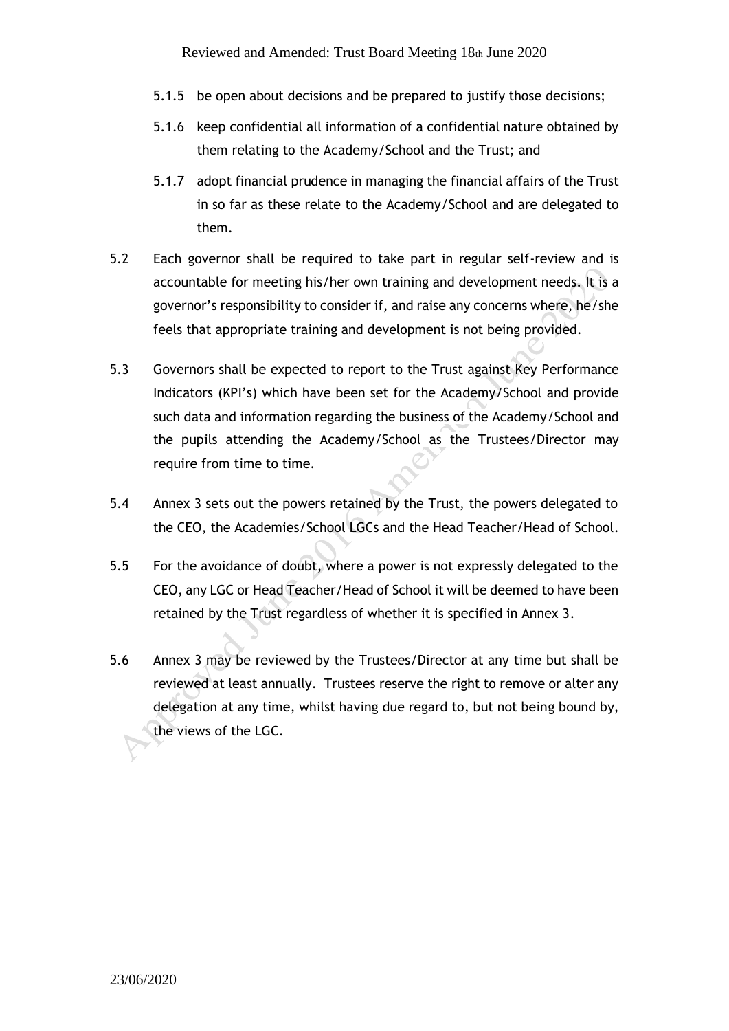5.1.5 be open about decisions and be prepared to justify those decisions;

5.1.6 keep confidential all information of a confidential nature obtained by them relating to the Academy/School and the Trust; and

5.1.7 adopt financial prudence in managing the financial affairs of the Trust in so far as these relate to the Academy/School and are delegated to them.

5.2 Each governor shall be required to take part in regular self-review and is accountable for meeting his/her own training and development needs. It is a governor's responsibility to consider if, and raise any concerns where, he/she feels that appropriate training and development is not being provided.

5.3 Governors shall be expected to report to the Trust against Key Performance Indicators (KPI's) which have been set for the Academy/School and provide such data and information regarding the business of the Academy/School and the pupils attending the Academy/School as the Trustees/Director may require from time to time.

5.4 Annex 3 sets out the powers retained by the Trust, the powers delegated to the CEO, the Academies/School LGCs and the Head Teacher/Head of School.

5.5 For the avoidance of doubt, where a power is not expressly delegated to the CEO, any LGC or Head Teacher/Head of School it will be deemed to have been retained by the Trust regardless of whether it is specified in Annex 3.

5.6 Annex 3 may be reviewed by the Trustees/Director at any time but shall be reviewed at least annually. Trustees reserve the right to remove or alter any delegation at any time, whilst having due regard to, but not being bound by, the views of the LGC.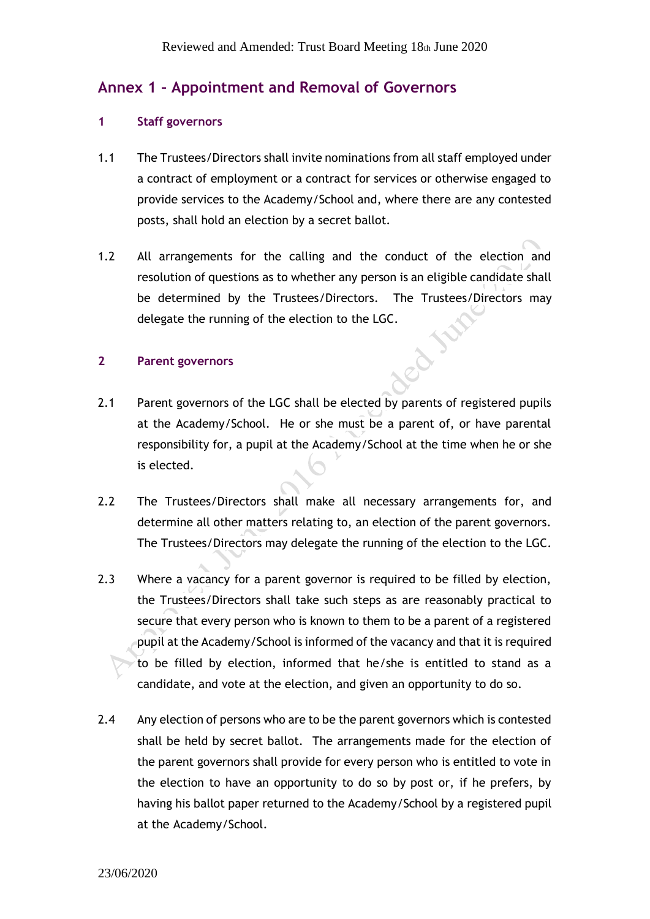## Annex 1 – Appointment and Removal of Governors

### 1 Staff governors

1.1 The Trustees/Directors shall invite nominations from all staff employed under a contract of employment or a contract for services or otherwise engaged to provide services to the Academy/School and, where there are any contested posts, shall hold an election by a secret ballot.

1.2 All arrangements for the calling and the conduct of the election and resolution of questions as to whether any person is an eligible candidate shall be determined by the Trustees/Directors. The Trustees/Directors may delegate the running of the election to the LGC.

### 2 Parent governors

2.1 Parent governors of the LGC shall be elected by parents of registered pupils at the Academy/School. He or she must be a parent of, or have parental responsibility for, a pupil at the Academy/School at the time when he or she is elected.

2.2 The Trustees/Directors shall make all necessary arrangements for, and determine all other matters relating to, an election of the parent governors. The Trustees/Directors may delegate the running of the election to the LGC.

2.3 Where a vacancy for a parent governor is required to be filled by election, the Trustees/Directors shall take such steps as are reasonably practical to secure that every person who is known to them to be a parent of a registered pupil at the Academy/School is informed of the vacancy and that it is required to be filled by election, informed that he/she is entitled to stand as a candidate, and vote at the election, and given an opportunity to do so.

2.4 Any election of persons who are to be the parent governors which is contested shall be held by secret ballot. The arrangements made for the election of the parent governors shall provide for every person who is entitled to vote in the election to have an opportunity to do so by post or, if he prefers, by having his ballot paper returned to the Academy/School by a registered pupil at the Academy/School.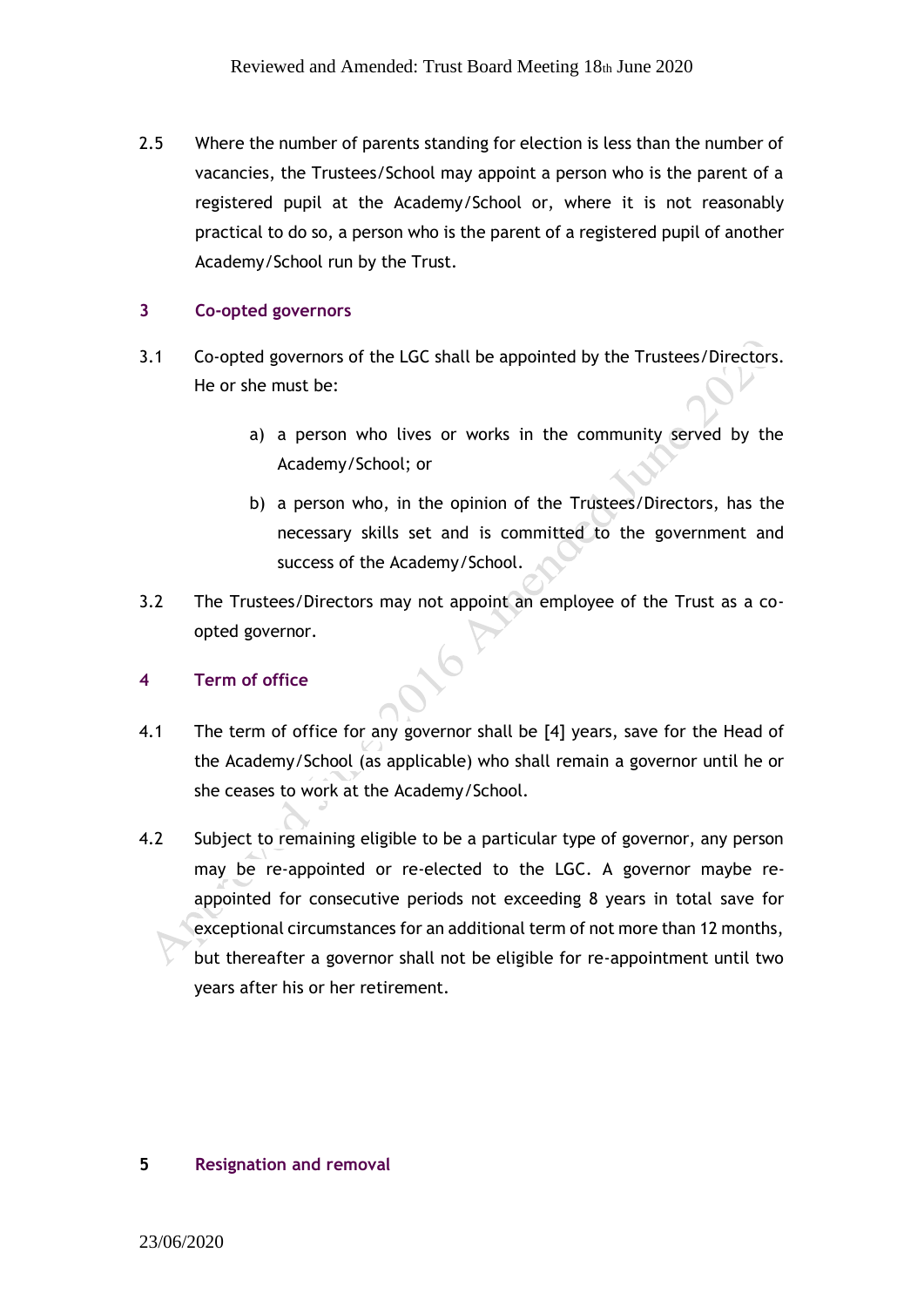2.5 Where the number of parents standing for election is less than the number of vacancies, the Trustees/School may appoint a person who is the parent of a registered pupil at the Academy/School or, where it is not reasonably practical to do so, a person who is the parent of a registered pupil of another Academy/School run by the Trust.

## 3 Co-opted governors

3.1 Co-opted governors of the LGC shall be appointed by the Trustees/Directors. He or she must be:

- a) a person who lives or works in the community served by the Academy/School; or
- b) a person who, in the opinion of the Trustees/Directors, has the necessary skills set and is committed to the government and success of the Academy/School.

3.2 The Trustees/Directors may not appoint an employee of the Trust as a co-opted governor.

## 4 Term of office

4.1 The term of office for any governor shall be [4] years, save for the Head of the Academy/School (as applicable) who shall remain a governor until he or she ceases to work at the Academy/School.

4.2 Subject to remaining eligible to be a particular type of governor, any person may be re-appointed or re-elected to the LGC. A governor maybe re-appointed for consecutive periods not exceeding 8 years in total save for exceptional circumstances for an additional term of not more than 12 months, but thereafter a governor shall not be eligible for re-appointment until two years after his or her retirement.

## 5 Resignation and removal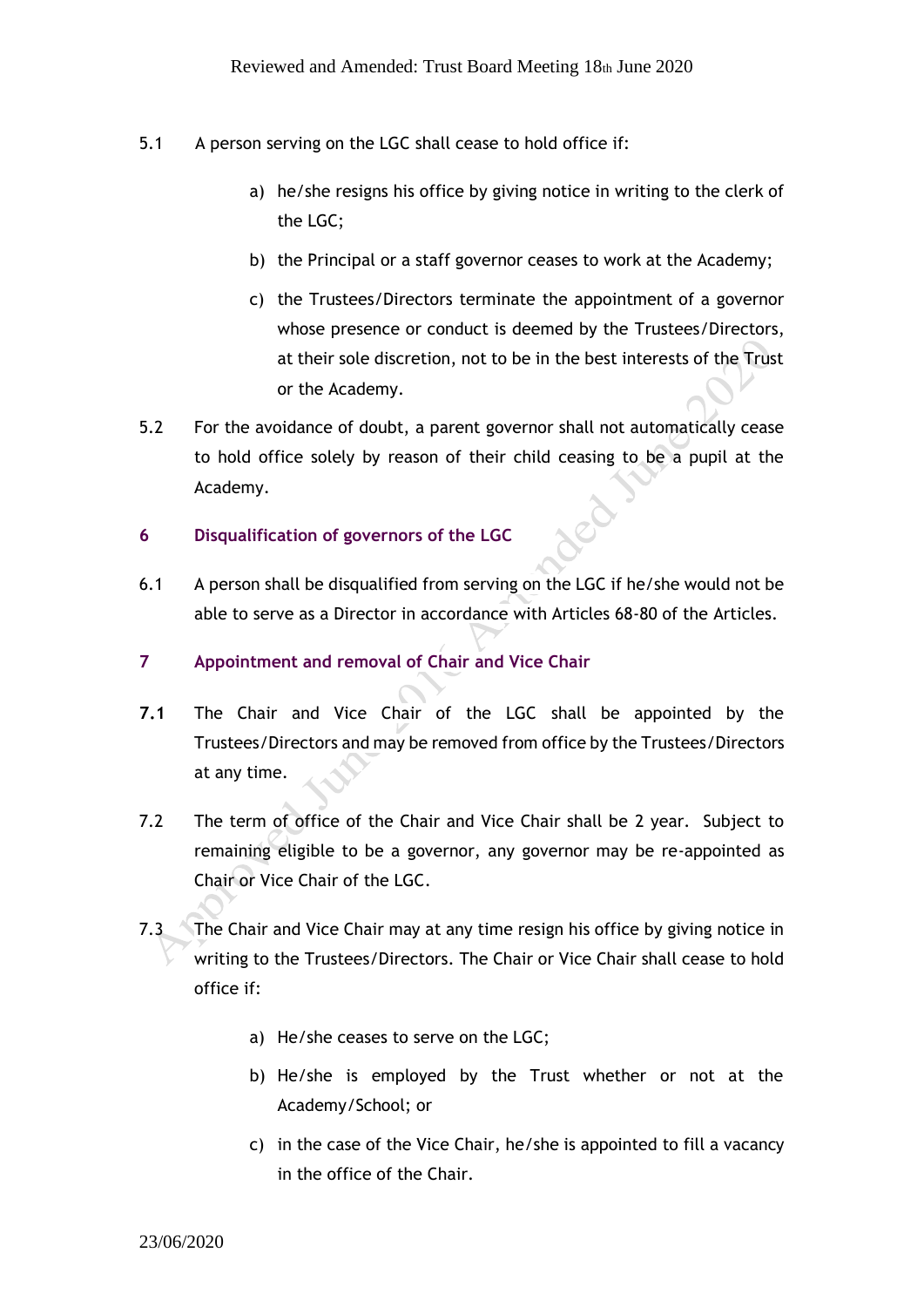5.1 A person serving on the LGC shall cease to hold office if:

a) he/she resigns his office by giving notice in writing to the clerk of the LGC;

b) the Principal or a staff governor ceases to work at the Academy;

c) the Trustees/Directors terminate the appointment of a governor whose presence or conduct is deemed by the Trustees/Directors, at their sole discretion, not to be in the best interests of the Trust or the Academy.

5.2 For the avoidance of doubt, a parent governor shall not automatically cease to hold office solely by reason of their child ceasing to be a pupil at the Academy.

## 6 Disqualification of governors of the LGC

6.1 A person shall be disqualified from serving on the LGC if he/she would not be able to serve as a Director in accordance with Articles 68-80 of the Articles.

## 7 Appointment and removal of Chair and Vice Chair

**7.1** The Chair and Vice Chair of the LGC shall be appointed by the Trustees/Directors and may be removed from office by the Trustees/Directors at any time.

7.2 The term of office of the Chair and Vice Chair shall be 2 year. Subject to remaining eligible to be a governor, any governor may be re-appointed as Chair or Vice Chair of the LGC.

7.3 The Chair and Vice Chair may at any time resign his office by giving notice in writing to the Trustees/Directors. The Chair or Vice Chair shall cease to hold office if:

a) He/she ceases to serve on the LGC;

b) He/she is employed by the Trust whether or not at the Academy/School; or

c) in the case of the Vice Chair, he/she is appointed to fill a vacancy in the office of the Chair.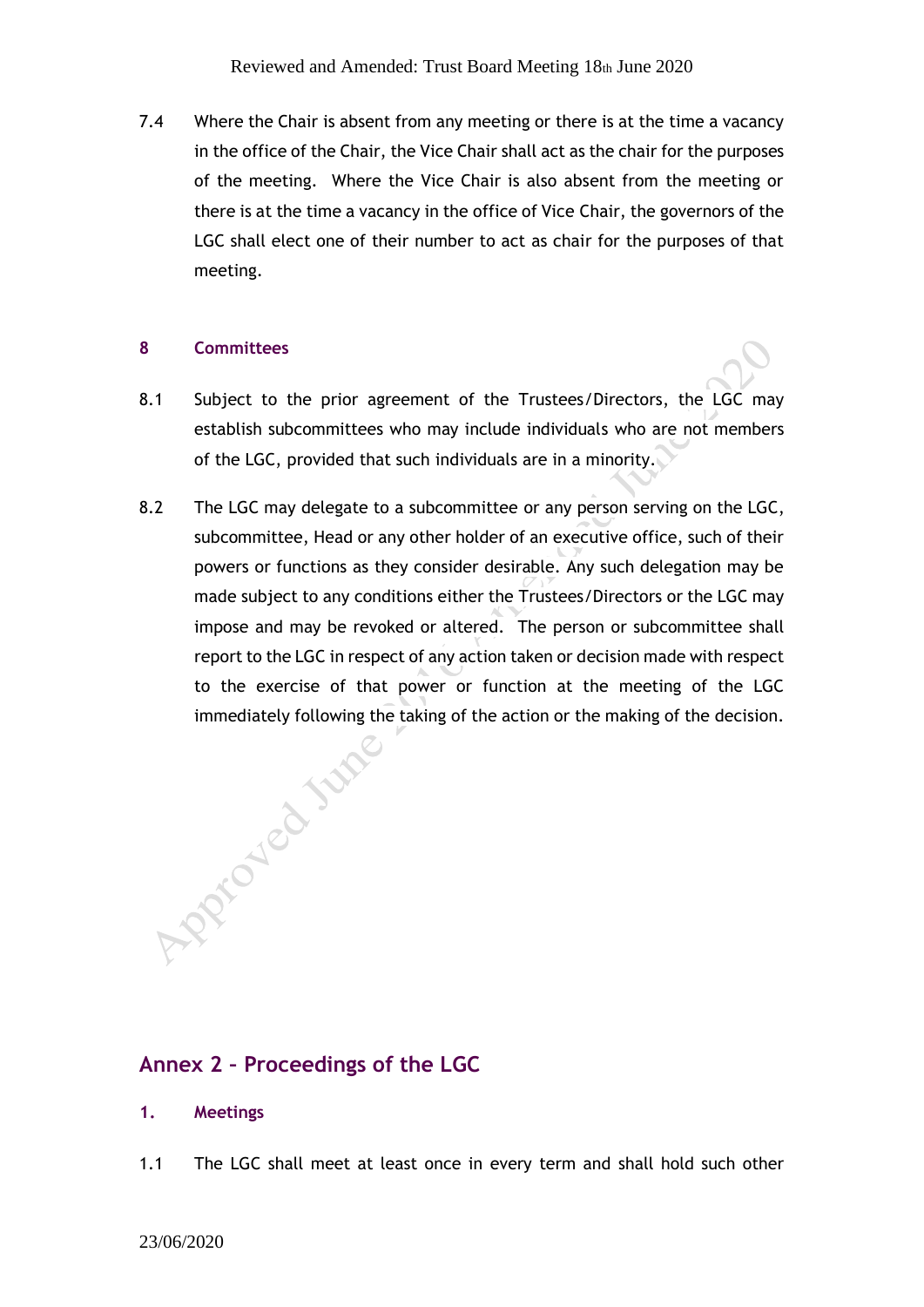7.4 Where the Chair is absent from any meeting or there is at the time a vacancy in the office of the Chair, the Vice Chair shall act as the chair for the purposes of the meeting. Where the Vice Chair is also absent from the meeting or there is at the time a vacancy in the office of Vice Chair, the governors of the LGC shall elect one of their number to act as chair for the purposes of that meeting.

### 8 Committees

8.1 Subject to the prior agreement of the Trustees/Directors, the LGC may establish subcommittees who may include individuals who are not members of the LGC, provided that such individuals are in a minority.

8.2 The LGC may delegate to a subcommittee or any person serving on the LGC, subcommittee, Head or any other holder of an executive office, such of their powers or functions as they consider desirable. Any such delegation may be made subject to any conditions either the Trustees/Directors or the LGC may impose and may be revoked or altered. The person or subcommittee shall report to the LGC in respect of any action taken or decision made with respect to the exercise of that power or function at the meeting of the LGC immediately following the taking of the action or the making of the decision.

## Annex 2 – Proceedings of the LGC

### 1. Meetings

1.1 The LGC shall meet at least once in every term and shall hold such other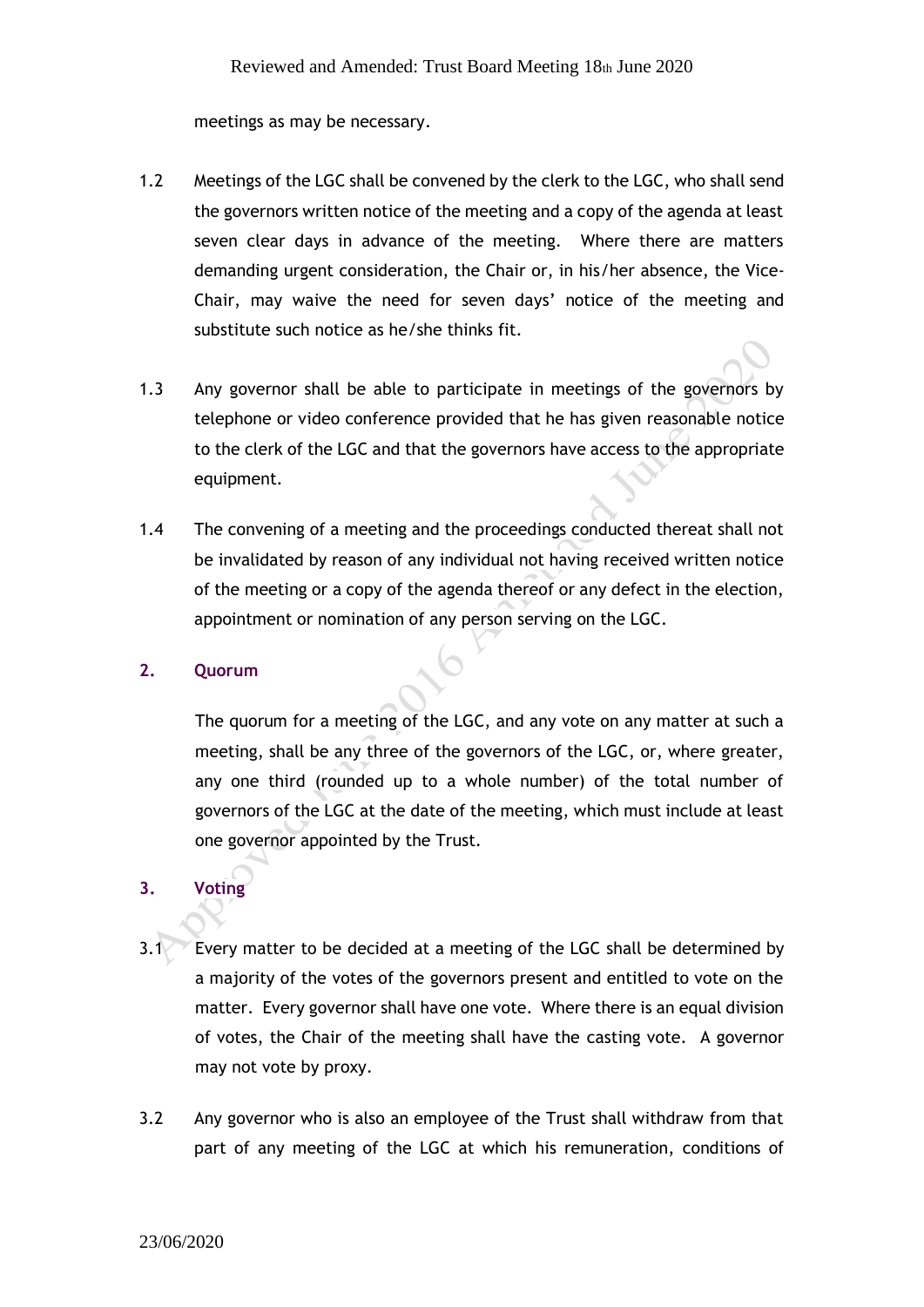meetings as may be necessary.

1.2 Meetings of the LGC shall be convened by the clerk to the LGC, who shall send the governors written notice of the meeting and a copy of the agenda at least seven clear days in advance of the meeting. Where there are matters demanding urgent consideration, the Chair or, in his/her absence, the Vice-Chair, may waive the need for seven days' notice of the meeting and substitute such notice as he/she thinks fit.

1.3 Any governor shall be able to participate in meetings of the governors by telephone or video conference provided that he has given reasonable notice to the clerk of the LGC and that the governors have access to the appropriate equipment.

1.4 The convening of a meeting and the proceedings conducted thereat shall not be invalidated by reason of any individual not having received written notice of the meeting or a copy of the agenda thereof or any defect in the election, appointment or nomination of any person serving on the LGC.

## 2. Quorum

The quorum for a meeting of the LGC, and any vote on any matter at such a meeting, shall be any three of the governors of the LGC, or, where greater, any one third (rounded up to a whole number) of the total number of governors of the LGC at the date of the meeting, which must include at least one governor appointed by the Trust.

## 3. Voting

3.1 Every matter to be decided at a meeting of the LGC shall be determined by a majority of the votes of the governors present and entitled to vote on the matter. Every governor shall have one vote. Where there is an equal division of votes, the Chair of the meeting shall have the casting vote. A governor may not vote by proxy.

3.2 Any governor who is also an employee of the Trust shall withdraw from that part of any meeting of the LGC at which his remuneration, conditions of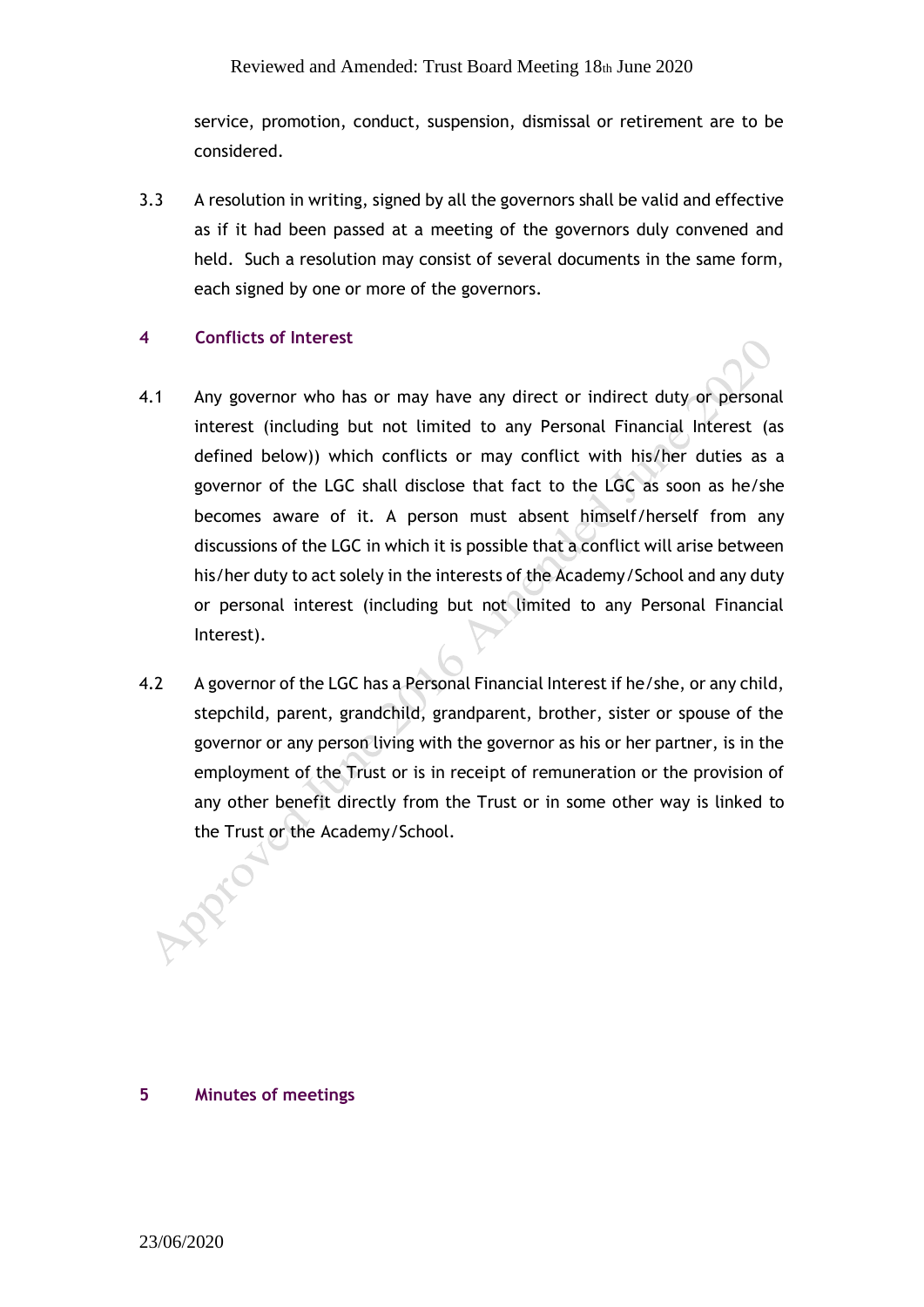service, promotion, conduct, suspension, dismissal or retirement are to be considered.

3.3 A resolution in writing, signed by all the governors shall be valid and effective as if it had been passed at a meeting of the governors duly convened and held. Such a resolution may consist of several documents in the same form, each signed by one or more of the governors.

## 4 Conflicts of Interest

4.1 Any governor who has or may have any direct or indirect duty or personal interest (including but not limited to any Personal Financial Interest (as defined below)) which conflicts or may conflict with his/her duties as a governor of the LGC shall disclose that fact to the LGC as soon as he/she becomes aware of it. A person must absent himself/herself from any discussions of the LGC in which it is possible that a conflict will arise between his/her duty to act solely in the interests of the Academy/School and any duty or personal interest (including but not limited to any Personal Financial Interest).

4.2 A governor of the LGC has a Personal Financial Interest if he/she, or any child, stepchild, parent, grandchild, grandparent, brother, sister or spouse of the governor or any person living with the governor as his or her partner, is in the employment of the Trust or is in receipt of remuneration or the provision of any other benefit directly from the Trust or in some other way is linked to the Trust or the Academy/School.

## 5 Minutes of meetings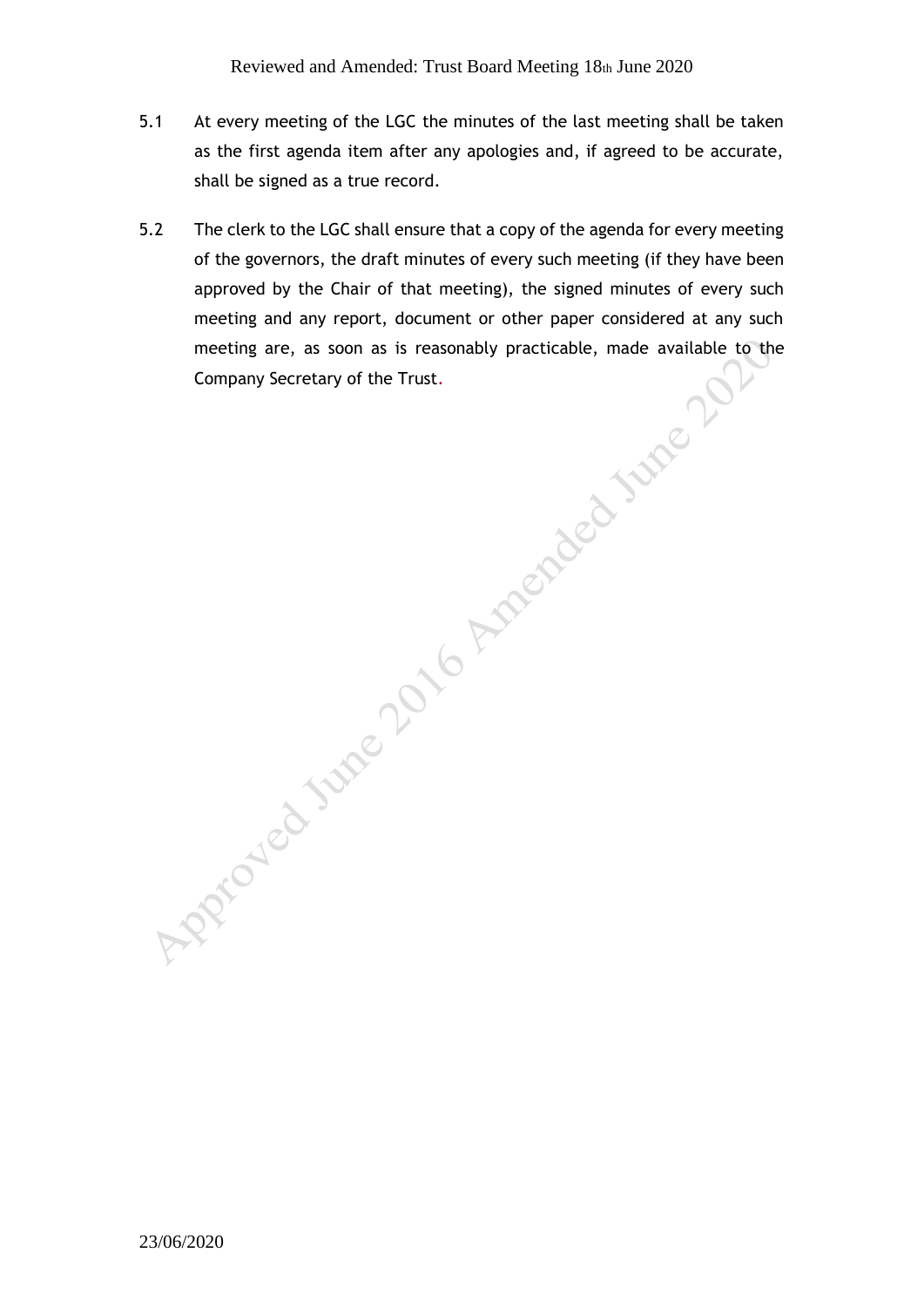5.1 At every meeting of the LGC the minutes of the last meeting shall be taken as the first agenda item after any apologies and, if agreed to be accurate, shall be signed as a true record.

5.2 The clerk to the LGC shall ensure that a copy of the agenda for every meeting of the governors, the draft minutes of every such meeting (if they have been approved by the Chair of that meeting), the signed minutes of every such meeting and any report, document or other paper considered at any such meeting are, as soon as is reasonably practicable, made available to the Company Secretary of the Trust.